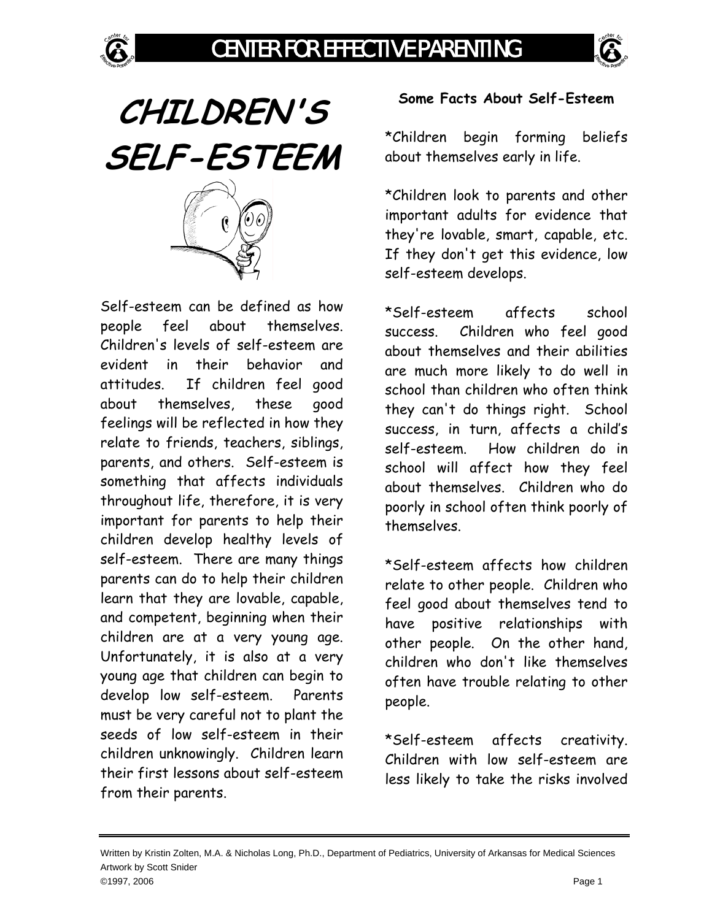# CHILDREN'S SELF-ESTEEM

Self-esteem can be defined as how people feel about themselves. Children's levels of self-esteem are evident in their behavior and attitudes. If children feel good about themselves, these good feelings will be reflected in how they relate to friends, teachers, siblings, parents, and others. Self-esteem is something that affects individuals throughout life, therefore, it is very important for parents to help their children develop healthy levels of self-esteem. There are many things parents can do to help their children learn that they are lovable, capable, and competent, beginning when their children are at a very young age. Unfortunately, it is also at a very young age that children can begin to develop low self-esteem. Parents must be very careful not to plant the seeds of low self-esteem in their children unknowingly. Children learn their first lessons about self-esteem from their parents.

**Some Facts About Self-Esteem**

*Children begin forming beliefs about themselves early in life.

*Children look to parents and other important adults for evidence that they're lovable, smart, capable, etc. If they don't get this evidence, low self-esteem develops.

*Self-esteem affects school success. Children who feel good about themselves and their abilities are much more likely to do well in school than children who often think they can't do things right. School success, in turn, affects a child's self-esteem. How children do in school will affect how they feel about themselves. Children who do poorly in school often think poorly of themselves.

*Self-esteem affects how children relate to other people. Children who feel good about themselves tend to have positive relationships with other people. On the other hand, children who don't like themselves often have trouble relating to other people.

*Self-esteem affects creativity. Children with low self-esteem are less likely to take the risks involved

Written by Kristin Zolten, M.A. & Nicholas Long, Ph.D., Department of Pediatrics, University of Arkansas for Medical Sciences
Artwork by Scott Snider
©1997, 2006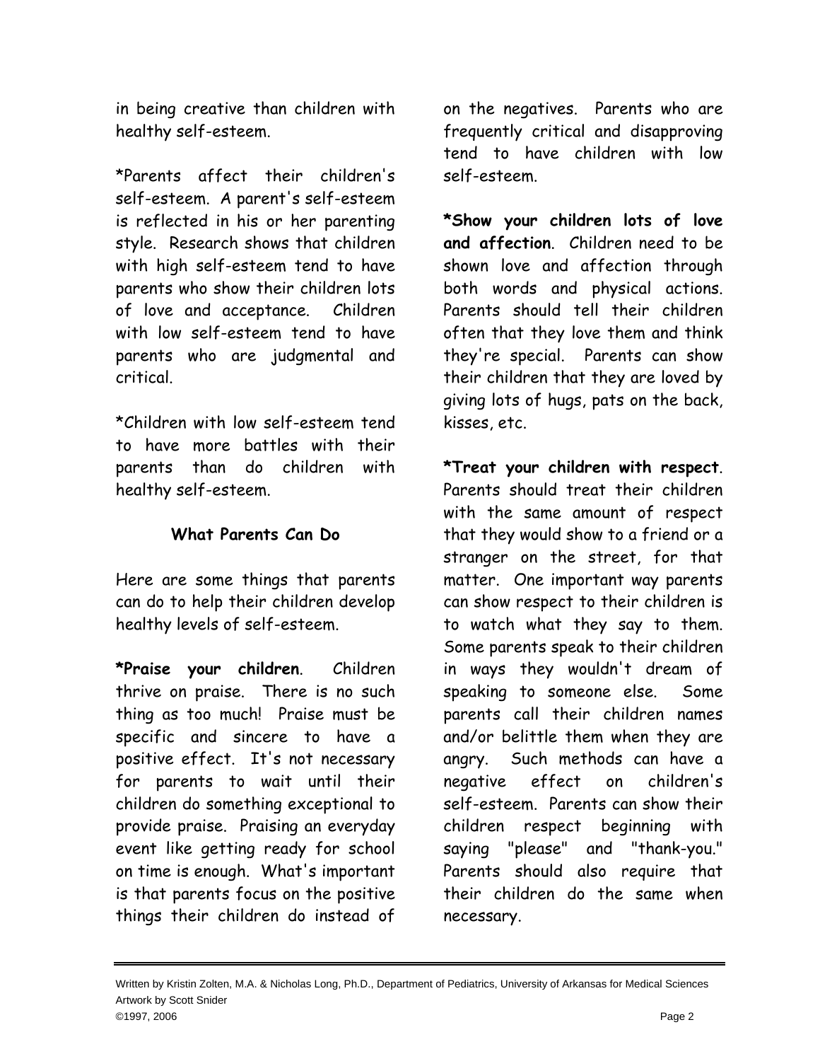in being creative than children with healthy self-esteem.

*Parents affect their children's self-esteem. A parent's self-esteem is reflected in his or her parenting style. Research shows that children with high self-esteem tend to have parents who show their children lots of love and acceptance. Children with low self-esteem tend to have parents who are judgmental and critical.

*Children with low self-esteem tend to have more battles with their parents than do children with healthy self-esteem.

### What Parents Can Do

Here are some things that parents can do to help their children develop healthy levels of self-esteem.

**\*Praise your children**. Children thrive on praise. There is no such thing as too much! Praise must be specific and sincere to have a positive effect. It's not necessary for parents to wait until their children do something exceptional to provide praise. Praising an everyday event like getting ready for school on time is enough. What's important is that parents focus on the positive things their children do instead of on the negatives. Parents who are frequently critical and disapproving tend to have children with low self-esteem.

**\*Show your children lots of love and affection**. Children need to be shown love and affection through both words and physical actions. Parents should tell their children often that they love them and think they're special. Parents can show their children that they are loved by giving lots of hugs, pats on the back, kisses, etc.

**\*Treat your children with respect**. Parents should treat their children with the same amount of respect that they would show to a friend or a stranger on the street, for that matter. One important way parents can show respect to their children is to watch what they say to them. Some parents speak to their children in ways they wouldn't dream of speaking to someone else. Some parents call their children names and/or belittle them when they are angry. Such methods can have a negative effect on children's self-esteem. Parents can show their children respect beginning with saying "please" and "thank-you." Parents should also require that their children do the same when necessary.

Written by Kristin Zolten, M.A. & Nicholas Long, Ph.D., Department of Pediatrics, University of Arkansas for Medical Sciences
Artwork by Scott Snider
©1997, 2006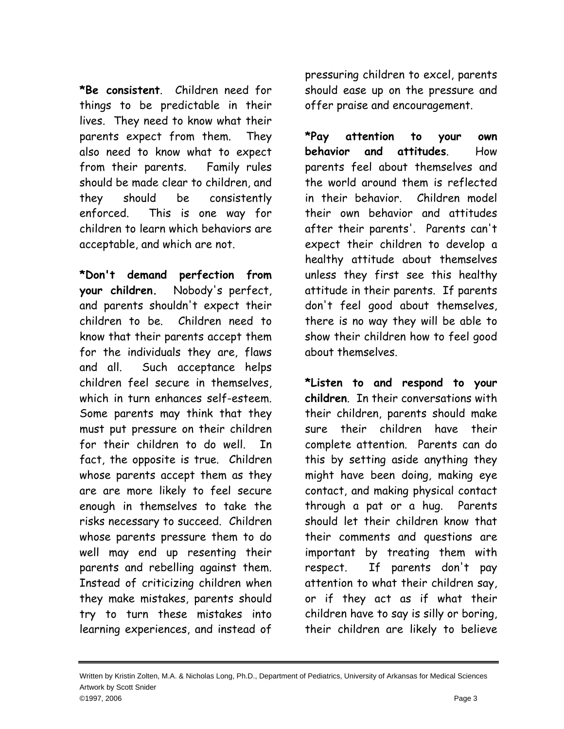**\*Be consistent**. Children need for things to be predictable in their lives. They need to know what their parents expect from them. They also need to know what to expect from their parents. Family rules should be made clear to children, and they should be consistently enforced. This is one way for children to learn which behaviors are acceptable, and which are not.

**\*Don't demand perfection from your children.** Nobody's perfect, and parents shouldn't expect their children to be. Children need to know that their parents accept them for the individuals they are, flaws and all. Such acceptance helps children feel secure in themselves, which in turn enhances self-esteem. Some parents may think that they must put pressure on their children for their children to do well. In fact, the opposite is true. Children whose parents accept them as they are are more likely to feel secure enough in themselves to take the risks necessary to succeed. Children whose parents pressure them to do well may end up resenting their parents and rebelling against them. Instead of criticizing children when they make mistakes, parents should try to turn these mistakes into learning experiences, and instead of pressuring children to excel, parents should ease up on the pressure and offer praise and encouragement.

**\*Pay attention to your own behavior and attitudes**. How parents feel about themselves and the world around them is reflected in their behavior. Children model their own behavior and attitudes after their parents'. Parents can't expect their children to develop a healthy attitude about themselves unless they first see this healthy attitude in their parents. If parents don't feel good about themselves, there is no way they will be able to show their children how to feel good about themselves.

**\*Listen to and respond to your children**. In their conversations with their children, parents should make sure their children have their complete attention. Parents can do this by setting aside anything they might have been doing, making eye contact, and making physical contact through a pat or a hug. Parents should let their children know that their comments and questions are important by treating them with respect. If parents don't pay attention to what their children say, or if they act as if what their children have to say is silly or boring, their children are likely to believe

Written by Kristin Zolten, M.A. & Nicholas Long, Ph.D., Department of Pediatrics, University of Arkansas for Medical Sciences
Artwork by Scott Snider
©1997, 2006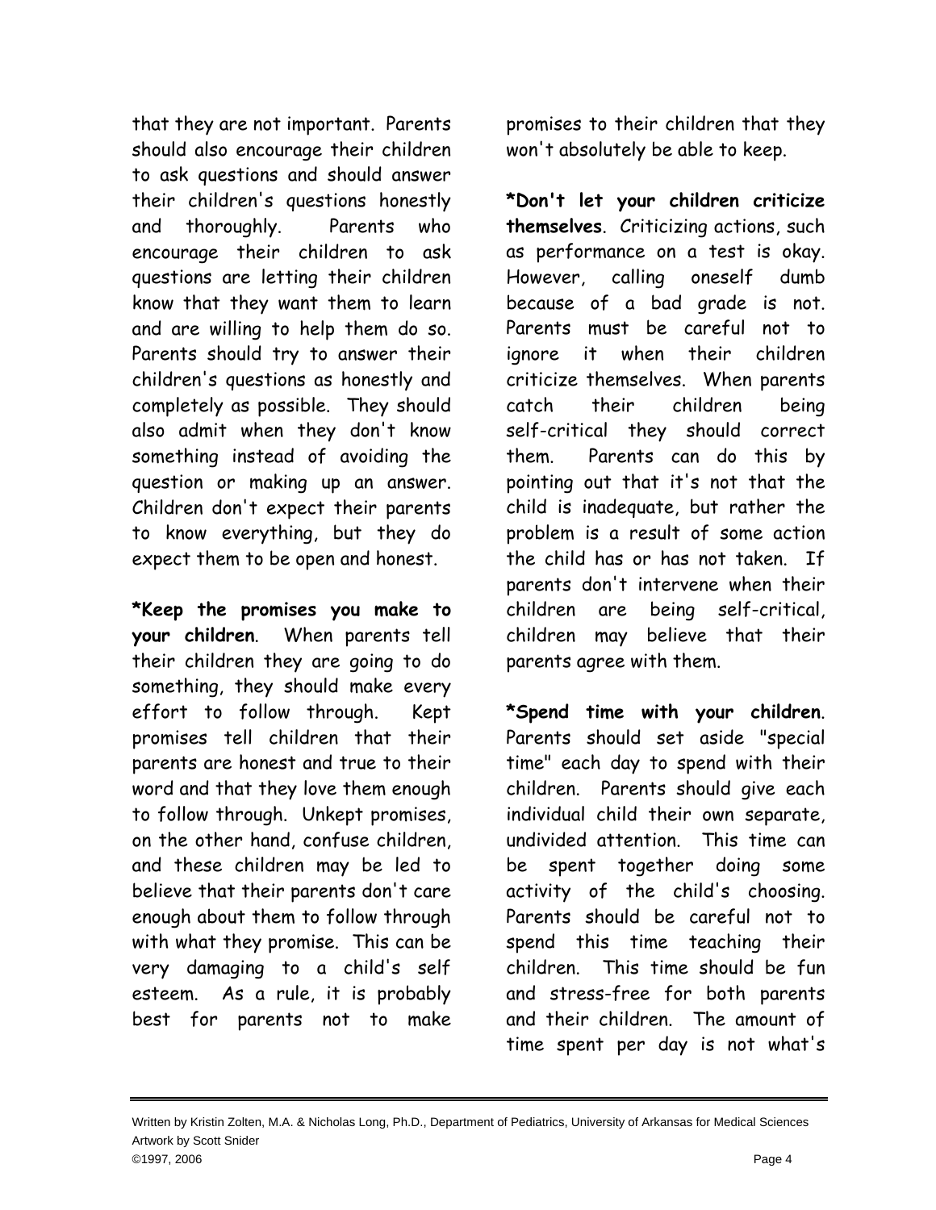that they are not important. Parents should also encourage their children to ask questions and should answer their children's questions honestly and thoroughly. Parents who encourage their children to ask questions are letting their children know that they want them to learn and are willing to help them do so. Parents should try to answer their children's questions as honestly and completely as possible. They should also admit when they don't know something instead of avoiding the question or making up an answer. Children don't expect their parents to know everything, but they do expect them to be open and honest.

***Keep the promises you make to your children**. When parents tell their children they are going to do something, they should make every effort to follow through. Kept promises tell children that their parents are honest and true to their word and that they love them enough to follow through. Unkept promises, on the other hand, confuse children, and these children may be led to believe that their parents don't care enough about them to follow through with what they promise. This can be very damaging to a child's self esteem. As a rule, it is probably best for parents not to make promises to their children that they won't absolutely be able to keep.

***Don't let your children criticize themselves**. Criticizing actions, such as performance on a test is okay. However, calling oneself dumb because of a bad grade is not. Parents must be careful not to ignore it when their children criticize themselves. When parents catch their children being self-critical they should correct them. Parents can do this by pointing out that it's not that the child is inadequate, but rather the problem is a result of some action the child has or has not taken. If parents don't intervene when their children are being self-critical, children may believe that their parents agree with them.

***Spend time with your children**. Parents should set aside "special time" each day to spend with their children. Parents should give each individual child their own separate, undivided attention. This time can be spent together doing some activity of the child's choosing. Parents should be careful not to spend this time teaching their children. This time should be fun and stress-free for both parents and their children. The amount of time spent per day is not what's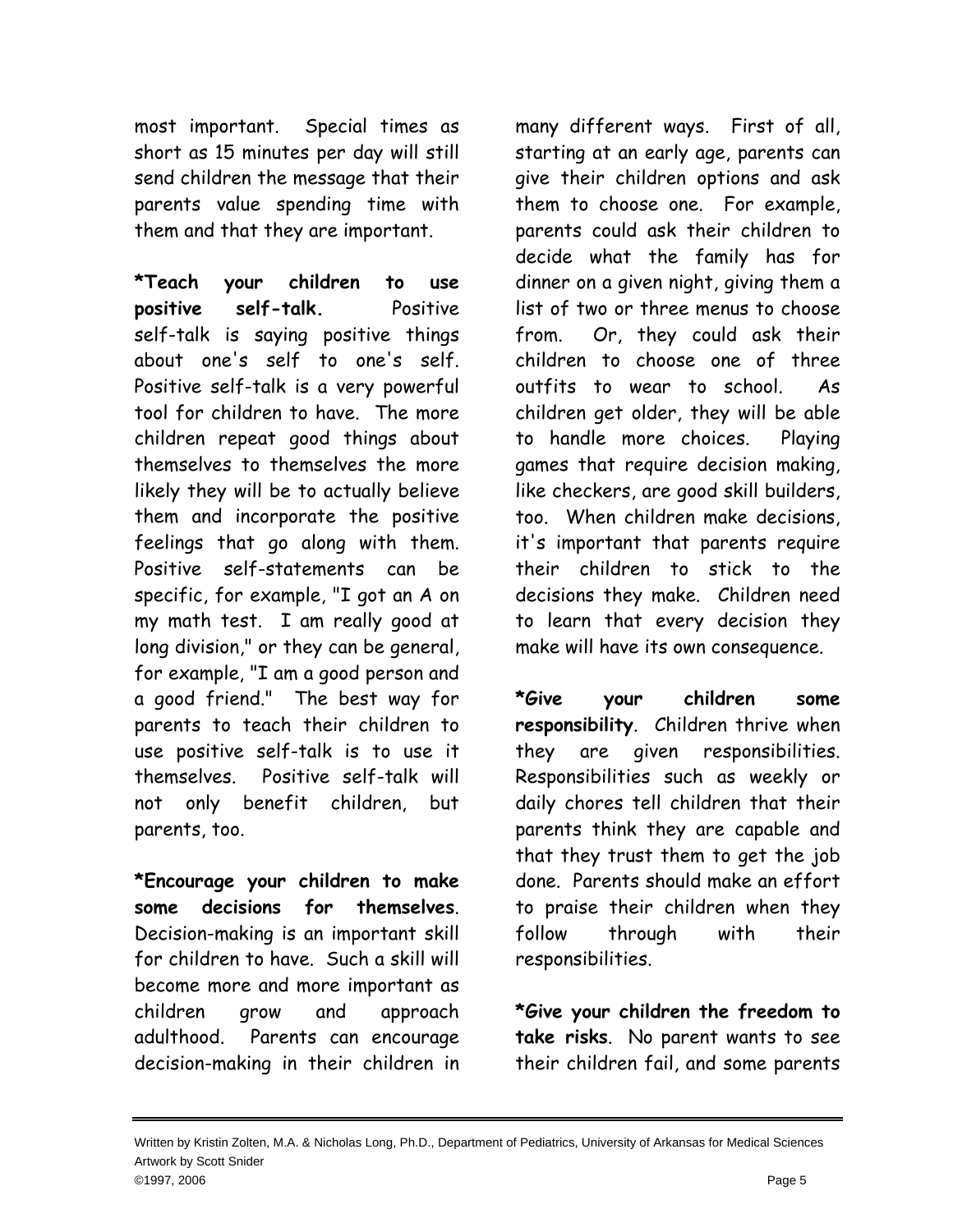most important. Special times as short as 15 minutes per day will still send children the message that their parents value spending time with them and that they are important.

**\*Teach your children to use positive self-talk.** Positive self-talk is saying positive things about one's self to one's self. Positive self-talk is a very powerful tool for children to have. The more children repeat good things about themselves to themselves the more likely they will be to actually believe them and incorporate the positive feelings that go along with them. Positive self-statements can be specific, for example, "I got an A on my math test. I am really good at long division," or they can be general, for example, "I am a good person and a good friend." The best way for parents to teach their children to use positive self-talk is to use it themselves. Positive self-talk will not only benefit children, but parents, too.

**\*Encourage your children to make some decisions for themselves**. Decision-making is an important skill for children to have. Such a skill will become more and more important as children grow and approach adulthood. Parents can encourage decision-making in their children in many different ways. First of all, starting at an early age, parents can give their children options and ask them to choose one. For example, parents could ask their children to decide what the family has for dinner on a given night, giving them a list of two or three menus to choose from. Or, they could ask their children to choose one of three outfits to wear to school. As children get older, they will be able to handle more choices. Playing games that require decision making, like checkers, are good skill builders, too. When children make decisions, it's important that parents require their children to stick to the decisions they make. Children need to learn that every decision they make will have its own consequence.

**\*Give your children some responsibility**. Children thrive when they are given responsibilities. Responsibilities such as weekly or daily chores tell children that their parents think they are capable and that they trust them to get the job done. Parents should make an effort to praise their children when they follow through with their responsibilities.

**\*Give your children the freedom to take risks**. No parent wants to see their children fail, and some parents

Written by Kristin Zolten, M.A. & Nicholas Long, Ph.D., Department of Pediatrics, University of Arkansas for Medical Sciences
Artwork by Scott Snider
©1997, 2006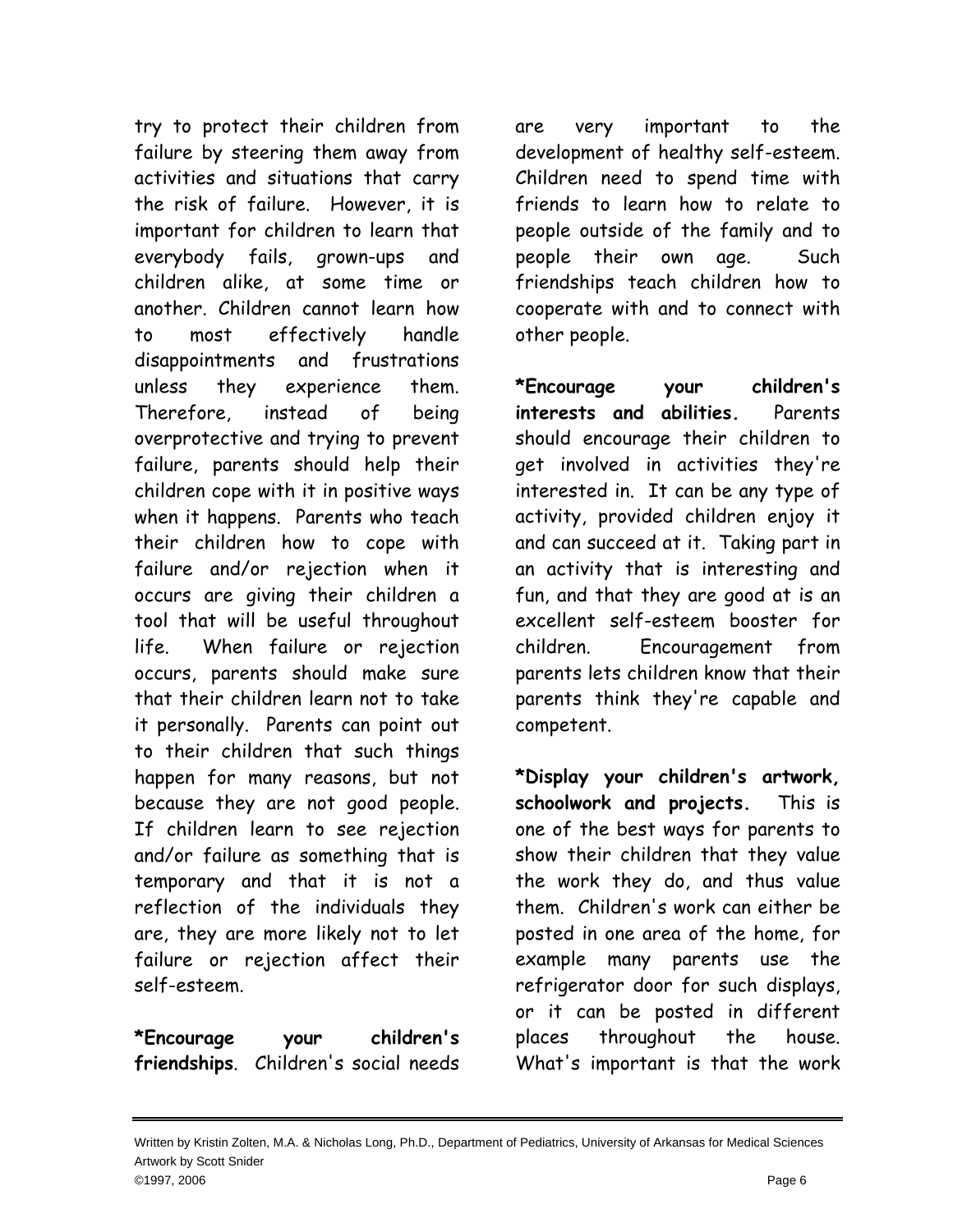try to protect their children from failure by steering them away from activities and situations that carry the risk of failure. However, it is important for children to learn that everybody fails, grown-ups and children alike, at some time or another. Children cannot learn how to most effectively handle disappointments and frustrations unless they experience them. Therefore, instead of being overprotective and trying to prevent failure, parents should help their children cope with it in positive ways when it happens. Parents who teach their children how to cope with failure and/or rejection when it occurs are giving their children a tool that will be useful throughout life. When failure or rejection occurs, parents should make sure that their children learn not to take it personally. Parents can point out to their children that such things happen for many reasons, but not because they are not good people. If children learn to see rejection and/or failure as something that is temporary and that it is not a reflection of the individuals they are, they are more likely not to let failure or rejection affect their self-esteem.

***Encourage your children's friendships**. Children's social needs are very important to the development of healthy self-esteem. Children need to spend time with friends to learn how to relate to people outside of the family and to people their own age. Such friendships teach children how to cooperate with and to connect with other people.

***Encourage your children's interests and abilities.** Parents should encourage their children to get involved in activities they're interested in. It can be any type of activity, provided children enjoy it and can succeed at it. Taking part in an activity that is interesting and fun, and that they are good at is an excellent self-esteem booster for children. Encouragement from parents lets children know that their parents think they're capable and competent.

***Display your children's artwork, schoolwork and projects.** This is one of the best ways for parents to show their children that they value the work they do, and thus value them. Children's work can either be posted in one area of the home, for example many parents use the refrigerator door for such displays, or it can be posted in different places throughout the house. What's important is that the work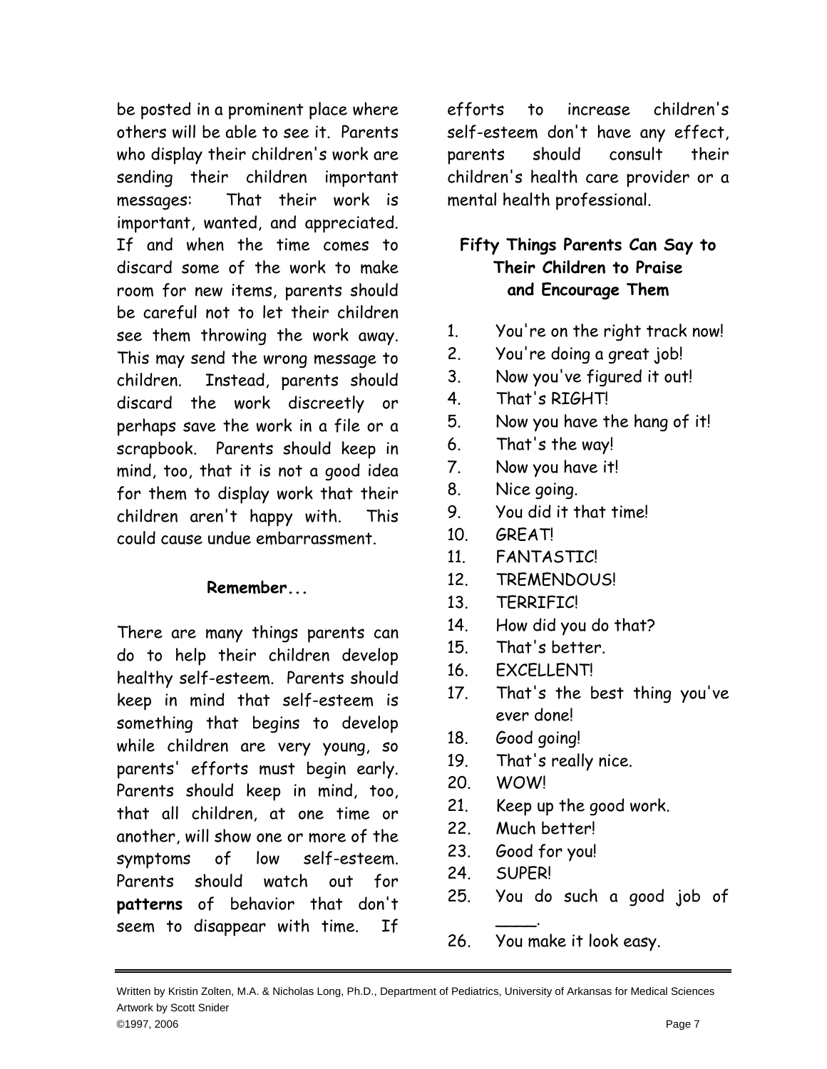be posted in a prominent place where others will be able to see it. Parents who display their children's work are sending their children important messages: That their work is important, wanted, and appreciated. If and when the time comes to discard some of the work to make room for new items, parents should be careful not to let their children see them throwing the work away. This may send the wrong message to children. Instead, parents should discard the work discreetly or perhaps save the work in a file or a scrapbook. Parents should keep in mind, too, that it is not a good idea for them to display work that their children aren't happy with. This could cause undue embarrassment.

### Remember...

There are many things parents can do to help their children develop healthy self-esteem. Parents should keep in mind that self-esteem is something that begins to develop while children are very young, so parents' efforts must begin early. Parents should keep in mind, too, that all children, at one time or another, will show one or more of the symptoms of low self-esteem. Parents should watch out for **patterns** of behavior that don't seem to disappear with time. If efforts to increase children's self-esteem don't have any effect, parents should consult their children's health care provider or a mental health professional.

### Fifty Things Parents Can Say to Their Children to Praise and Encourage Them

1. You're on the right track now!
2. You're doing a great job!
3. Now you've figured it out!
4. That's RIGHT!
5. Now you have the hang of it!
6. That's the way!
7. Now you have it!
8. Nice going.
9. You did it that time!
10. GREAT!
11. FANTASTIC!
12. TREMENDOUS!
13. TERRIFIC!
14. How did you do that?
15. That's better.
16. EXCELLENT!
17. That's the best thing you've ever done!
18. Good going!
19. That's really nice.
20. WOW!
21. Keep up the good work.
22. Much better!
23. Good for you!
24. SUPER!
25. You do such a good job of ____.
26. You make it look easy.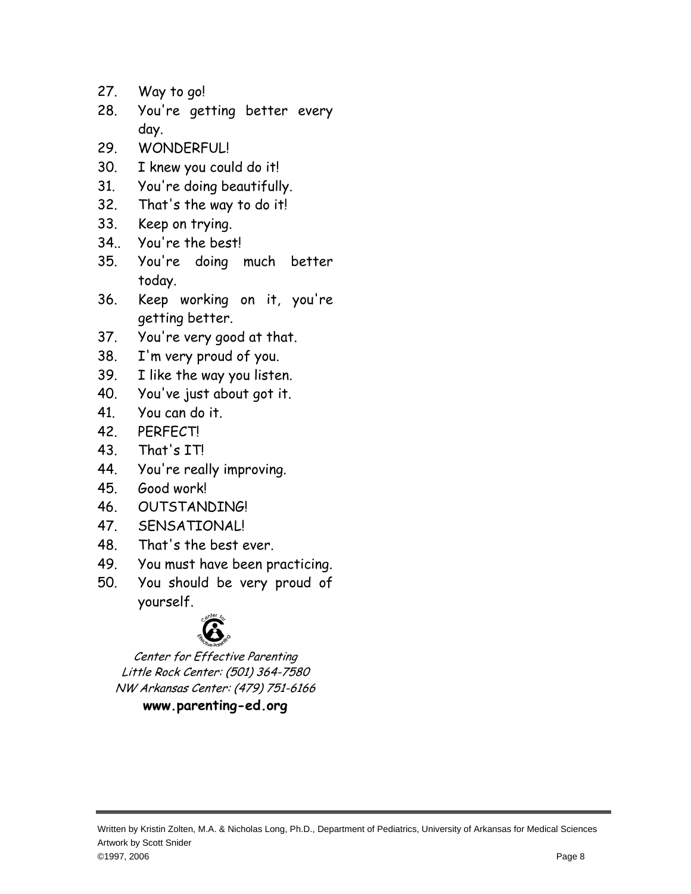27. Way to go!
28. You're getting better every day.
29. WONDERFUL!
30. I knew you could do it!
31. You're doing beautifully.
32. That's the way to do it!
33. Keep on trying.
34.. You're the best!
35. You're doing much better today.
36. Keep working on it, you're getting better.
37. You're very good at that.
38. I'm very proud of you.
39. I like the way you listen.
40. You've just about got it.
41. You can do it.
42. PERFECT!
43. That's IT!
44. You're really improving.
45. Good work!
46. OUTSTANDING!
47. SENSATIONAL!
48. That's the best ever.
49. You must have been practicing.
50. You should be very proud of yourself.

*Center for Effective Parenting*
*Little Rock Center: (501) 364-7580*
*NW Arkansas Center: (479) 751-6166*
**www.parenting-ed.org**

Written by Kristin Zolten, M.A. & Nicholas Long, Ph.D., Department of Pediatrics, University of Arkansas for Medical Sciences
Artwork by Scott Snider
©1997, 2006